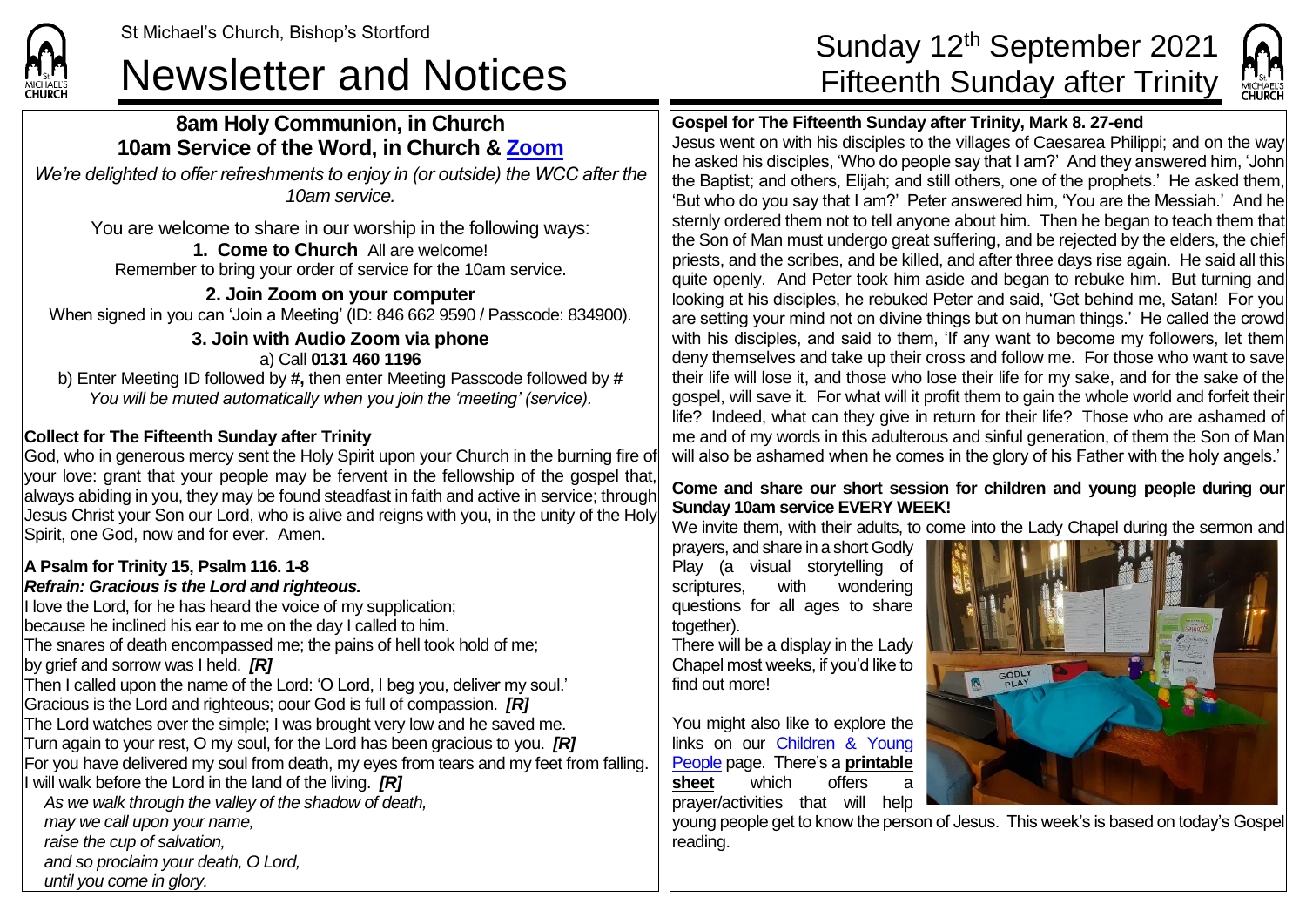St Michael's Church, Bishop's Stortford

# Newsletter and Notices

# Sunday 12th September 2021 Fifteenth Sunday after Trinity

## 8am Holy Communion, in Church
## 10am Service of the Word, in Church & Zoom

*We're delighted to offer refreshments to enjoy in (or outside) the WCC after the 10am service.*

You are welcome to share in our worship in the following ways:

**1. Come to Church** All are welcome!
Remember to bring your order of service for the 10am service.

**2. Join Zoom on your computer**
When signed in you can 'Join a Meeting' (ID: 846 662 9590 / Passcode: 834900).

**3. Join with Audio Zoom via phone**
a) Call **0131 460 1196**
b) Enter Meeting ID followed by **#**, then enter Meeting Passcode followed by **#**
*You will be muted automatically when you join the 'meeting' (service).*

**Collect for The Fifteenth Sunday after Trinity**
God, who in generous mercy sent the Holy Spirit upon your Church in the burning fire of your love: grant that your people may be fervent in the fellowship of the gospel that, always abiding in you, they may be found steadfast in faith and active in service; through Jesus Christ your Son our Lord, who is alive and reigns with you, in the unity of the Holy Spirit, one God, now and for ever. Amen.

**A Psalm for Trinity 15, Psalm 116. 1-8**
***Refrain: Gracious is the Lord and righteous.***
I love the Lord, for he has heard the voice of my supplication;
because he inclined his ear to me on the day I called to him.
The snares of death encompassed me; the pains of hell took hold of me;
by grief and sorrow was I held. ***[R]***
Then I called upon the name of the Lord: 'O Lord, I beg you, deliver my soul.'
Gracious is the Lord and righteous; oour God is full of compassion. ***[R]***
The Lord watches over the simple; I was brought very low and he saved me.
Turn again to your rest, O my soul, for the Lord has been gracious to you. ***[R]***
For you have delivered my soul from death, my eyes from tears and my feet from falling.
I will walk before the Lord in the land of the living. ***[R]***
*As we walk through the valley of the shadow of death,*
*may we call upon your name,*
*raise the cup of salvation,*
*and so proclaim your death, O Lord,*
*until you come in glory.*

**Gospel for The Fifteenth Sunday after Trinity, Mark 8. 27-end**
Jesus went on with his disciples to the villages of Caesarea Philippi; and on the way he asked his disciples, 'Who do people say that I am?' And they answered him, 'John the Baptist; and others, Elijah; and still others, one of the prophets.' He asked them, 'But who do you say that I am?' Peter answered him, 'You are the Messiah.' And he sternly ordered them not to tell anyone about him. Then he began to teach them that the Son of Man must undergo great suffering, and be rejected by the elders, the chief priests, and the scribes, and be killed, and after three days rise again. He said all this quite openly. And Peter took him aside and began to rebuke him. But turning and looking at his disciples, he rebuked Peter and said, 'Get behind me, Satan! For you are setting your mind not on divine things but on human things.' He called the crowd with his disciples, and said to them, 'If any want to become my followers, let them deny themselves and take up their cross and follow me. For those who want to save their life will lose it, and those who lose their life for my sake, and for the sake of the gospel, will save it. For what will it profit them to gain the whole world and forfeit their life? Indeed, what can they give in return for their life? Those who are ashamed of me and of my words in this adulterous and sinful generation, of them the Son of Man will also be ashamed when he comes in the glory of his Father with the holy angels.'

**Come and share our short session for children and young people during our Sunday 10am service EVERY WEEK!**
We invite them, with their adults, to come into the Lady Chapel during the sermon and prayers, and share in a short Godly Play (a visual storytelling of scriptures, with wondering questions for all ages to share together).
There will be a display in the Lady Chapel most weeks, if you'd like to find out more!

You might also like to explore the links on our Children & Young People page. There's a **printable sheet** which offers a prayer/activities that will help young people get to know the person of Jesus. This week's is based on today's Gospel reading.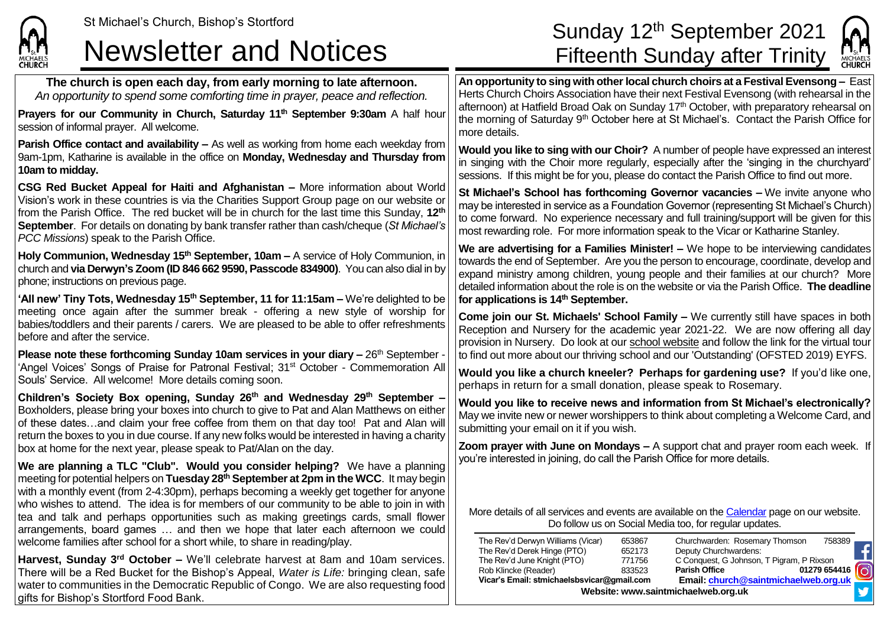St Michael's Church, Bishop's Stortford

# Newsletter and Notices

# Sunday 12th September 2021
## Fifteenth Sunday after Trinity

**The church is open each day, from early morning to late afternoon.**
*An opportunity to spend some comforting time in prayer, peace and reflection.*

**Prayers for our Community in Church, Saturday 11th September 9:30am** A half hour session of informal prayer. All welcome.

**Parish Office contact and availability –** As well as working from home each weekday from 9am-1pm, Katharine is available in the office on **Monday, Wednesday and Thursday from 10am to midday.**

**CSG Red Bucket Appeal for Haiti and Afghanistan –** More information about World Vision's work in these countries is via the Charities Support Group page on our website or from the Parish Office. The red bucket will be in church for the last time this Sunday, **12th September**. For details on donating by bank transfer rather than cash/cheque (*St Michael's PCC Missions*) speak to the Parish Office.

**Holy Communion, Wednesday 15th September, 10am –** A service of Holy Communion, in church and **via Derwyn's Zoom (ID 846 662 9590, Passcode 834900)**. You can also dial in by phone; instructions on previous page.

**'All new' Tiny Tots, Wednesday 15th September, 11 for 11:15am –** We're delighted to be meeting once again after the summer break - offering a new style of worship for babies/toddlers and their parents / carers. We are pleased to be able to offer refreshments before and after the service.

**Please note these forthcoming Sunday 10am services in your diary –** 26th September - 'Angel Voices' Songs of Praise for Patronal Festival; 31st October - Commemoration All Souls' Service. All welcome! More details coming soon.

**Children's Society Box opening, Sunday 26th and Wednesday 29th September –** Boxholders, please bring your boxes into church to give to Pat and Alan Matthews on either of these dates…and claim your free coffee from them on that day too! Pat and Alan will return the boxes to you in due course. If any new folks would be interested in having a charity box at home for the next year, please speak to Pat/Alan on the day.

**We are planning a TLC "Club". Would you consider helping?** We have a planning meeting for potential helpers on **Tuesday 28th September at 2pm in the WCC**. It may begin with a monthly event (from 2-4:30pm), perhaps becoming a weekly get together for anyone who wishes to attend. The idea is for members of our community to be able to join in with tea and talk and perhaps opportunities such as making greetings cards, small flower arrangements, board games … and then we hope that later each afternoon we could welcome families after school for a short while, to share in reading/play.

**Harvest, Sunday 3rd October –** We'll celebrate harvest at 8am and 10am services. There will be a Red Bucket for the Bishop's Appeal, *Water is Life:* bringing clean, safe water to communities in the Democratic Republic of Congo. We are also requesting food gifts for Bishop's Stortford Food Bank.

**An opportunity to sing with other local church choirs at a Festival Evensong –** East Herts Church Choirs Association have their next Festival Evensong (with rehearsal in the afternoon) at Hatfield Broad Oak on Sunday 17th October, with preparatory rehearsal on the morning of Saturday 9th October here at St Michael's. Contact the Parish Office for more details.

**Would you like to sing with our Choir?** A number of people have expressed an interest in singing with the Choir more regularly, especially after the 'singing in the churchyard' sessions. If this might be for you, please do contact the Parish Office to find out more.

**St Michael's School has forthcoming Governor vacancies –** We invite anyone who may be interested in service as a Foundation Governor (representing St Michael's Church) to come forward. No experience necessary and full training/support will be given for this most rewarding role. For more information speak to the Vicar or Katharine Stanley.

**We are advertising for a Families Minister! –** We hope to be interviewing candidates towards the end of September. Are you the person to encourage, coordinate, develop and expand ministry among children, young people and their families at our church? More detailed information about the role is on the website or via the Parish Office. **The deadline for applications is 14th September.**

**Come join our St. Michaels' School Family –** We currently still have spaces in both Reception and Nursery for the academic year 2021-22. We are now offering all day provision in Nursery. Do look at our school website and follow the link for the virtual tour to find out more about our thriving school and our 'Outstanding' (OFSTED 2019) EYFS.

**Would you like a church kneeler? Perhaps for gardening use?** If you'd like one, perhaps in return for a small donation, please speak to Rosemary.

**Would you like to receive news and information from St Michael's electronically?** May we invite new or newer worshippers to think about completing a Welcome Card, and submitting your email on it if you wish.

**Zoom prayer with June on Mondays –** A support chat and prayer room each week. If you're interested in joining, do call the Parish Office for more details.

More details of all services and events are available on the Calendar page on our website. Do follow us on Social Media too, for regular updates.

| | | | |
|---|---|---|---|
| The Rev'd Derwyn Williams (Vicar) | 653867 | Churchwarden: Rosemary Thomson | 758389 |
| The Rev'd Derek Hinge (PTO) | 652173 | Deputy Churchwardens: | |
| The Rev'd June Knight (PTO) | 771756 | C Conquest, G Johnson, T Pigram, P Rixson | |
| Rob Klincke (Reader) | 833523 | **Parish Office** | **01279 654416** |
| **Vicar's Email: stmichaelsbsvicar@gmail.com** | | **Email: church@saintmichaelweb.org.uk** | |

**Website: www.saintmichaelweb.org.uk**